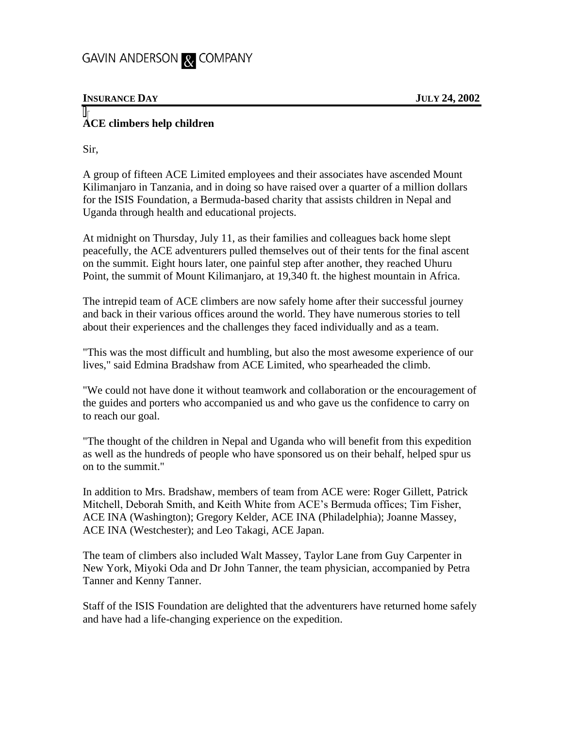GAVIN ANDERSON & COMPANY

**INSURANCE DAY** **JULY 24, 2002**

**ACE climbers help children**

Sir,

A group of fifteen ACE Limited employees and their associates have ascended Mount Kilimanjaro in Tanzania, and in doing so have raised over a quarter of a million dollars for the ISIS Foundation, a Bermuda-based charity that assists children in Nepal and Uganda through health and educational projects.

At midnight on Thursday, July 11, as their families and colleagues back home slept peacefully, the ACE adventurers pulled themselves out of their tents for the final ascent on the summit. Eight hours later, one painful step after another, they reached Uhuru Point, the summit of Mount Kilimanjaro, at 19,340 ft. the highest mountain in Africa.

The intrepid team of ACE climbers are now safely home after their successful journey and back in their various offices around the world. They have numerous stories to tell about their experiences and the challenges they faced individually and as a team.

"This was the most difficult and humbling, but also the most awesome experience of our lives," said Edmina Bradshaw from ACE Limited, who spearheaded the climb.

"We could not have done it without teamwork and collaboration or the encouragement of the guides and porters who accompanied us and who gave us the confidence to carry on to reach our goal.

"The thought of the children in Nepal and Uganda who will benefit from this expedition as well as the hundreds of people who have sponsored us on their behalf, helped spur us on to the summit."

In addition to Mrs. Bradshaw, members of team from ACE were: Roger Gillett, Patrick Mitchell, Deborah Smith, and Keith White from ACE's Bermuda offices; Tim Fisher, ACE INA (Washington); Gregory Kelder, ACE INA (Philadelphia); Joanne Massey, ACE INA (Westchester); and Leo Takagi, ACE Japan.

The team of climbers also included Walt Massey, Taylor Lane from Guy Carpenter in New York, Miyoki Oda and Dr John Tanner, the team physician, accompanied by Petra Tanner and Kenny Tanner.

Staff of the ISIS Foundation are delighted that the adventurers have returned home safely and have had a life-changing experience on the expedition.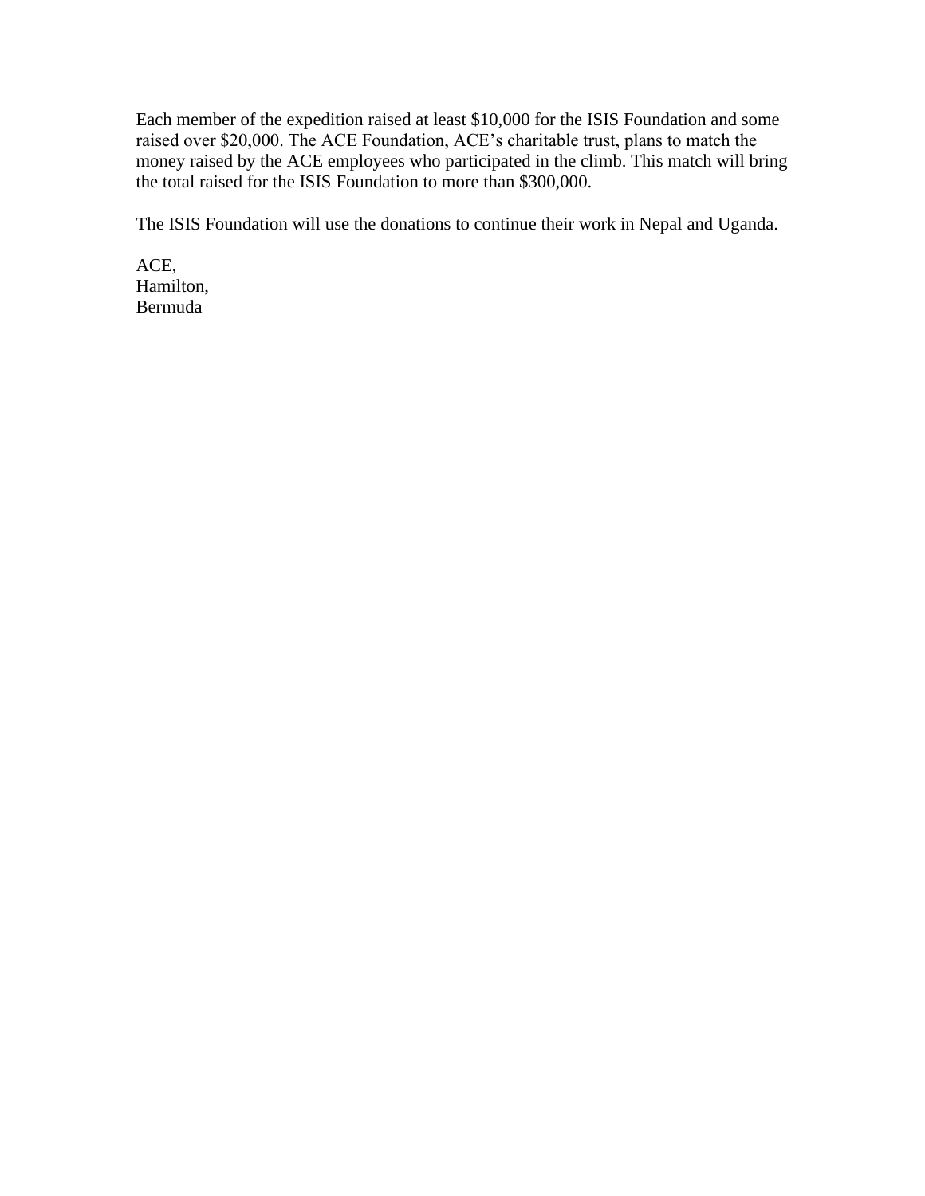Each member of the expedition raised at least $10,000 for the ISIS Foundation and some raised over $20,000. The ACE Foundation, ACE's charitable trust, plans to match the money raised by the ACE employees who participated in the climb. This match will bring the total raised for the ISIS Foundation to more than $300,000.

The ISIS Foundation will use the donations to continue their work in Nepal and Uganda.

ACE,
Hamilton,
Bermuda